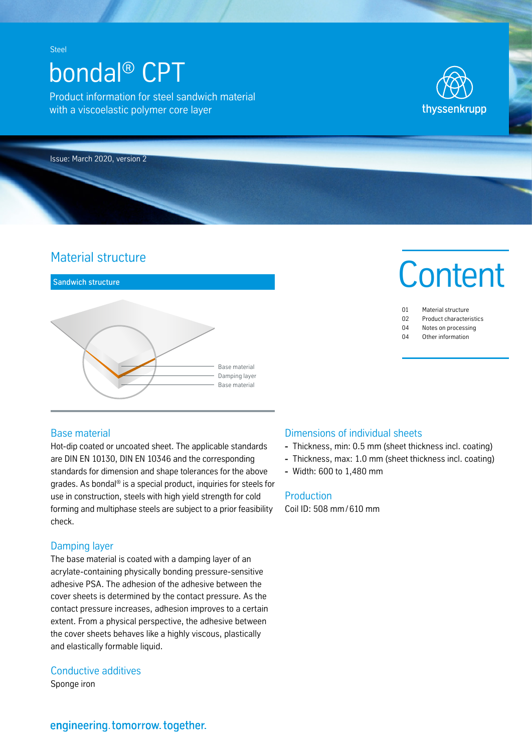Steel

# bondal® CPT

Product information for steel sandwich material with a viscoelastic polymer core layer

thyssenkrupp

Issue: March 2020, version 2

# Content

| | |
|---|---|
| 01 | Material structure |
| 02 | Product characteristics |
| 04 | Notes on processing |
| 04 | Other information |

## Material structure

### Sandwich structure

Base material
Damping layer
Base material

### Base material

Hot-dip coated or uncoated sheet. The applicable standards are DIN EN 10130, DIN EN 10346 and the corresponding standards for dimension and shape tolerances for the above grades. As bondal® is a special product, inquiries for steels for use in construction, steels with high yield strength for cold forming and multiphase steels are subject to a prior feasibility check.

### Damping layer

The base material is coated with a damping layer of an acrylate-containing physically bonding pressure-sensitive adhesive PSA. The adhesion of the adhesive between the cover sheets is determined by the contact pressure. As the contact pressure increases, adhesion improves to a certain extent. From a physical perspective, the adhesive between the cover sheets behaves like a highly viscous, plastically and elastically formable liquid.

### Conductive additives

Sponge iron

### Dimensions of individual sheets

- Thickness, min: 0.5 mm (sheet thickness incl. coating)
- Thickness, max: 1.0 mm (sheet thickness incl. coating)
- Width: 600 to 1,480 mm

### Production

Coil ID: 508 mm / 610 mm

engineering. tomorrow. together.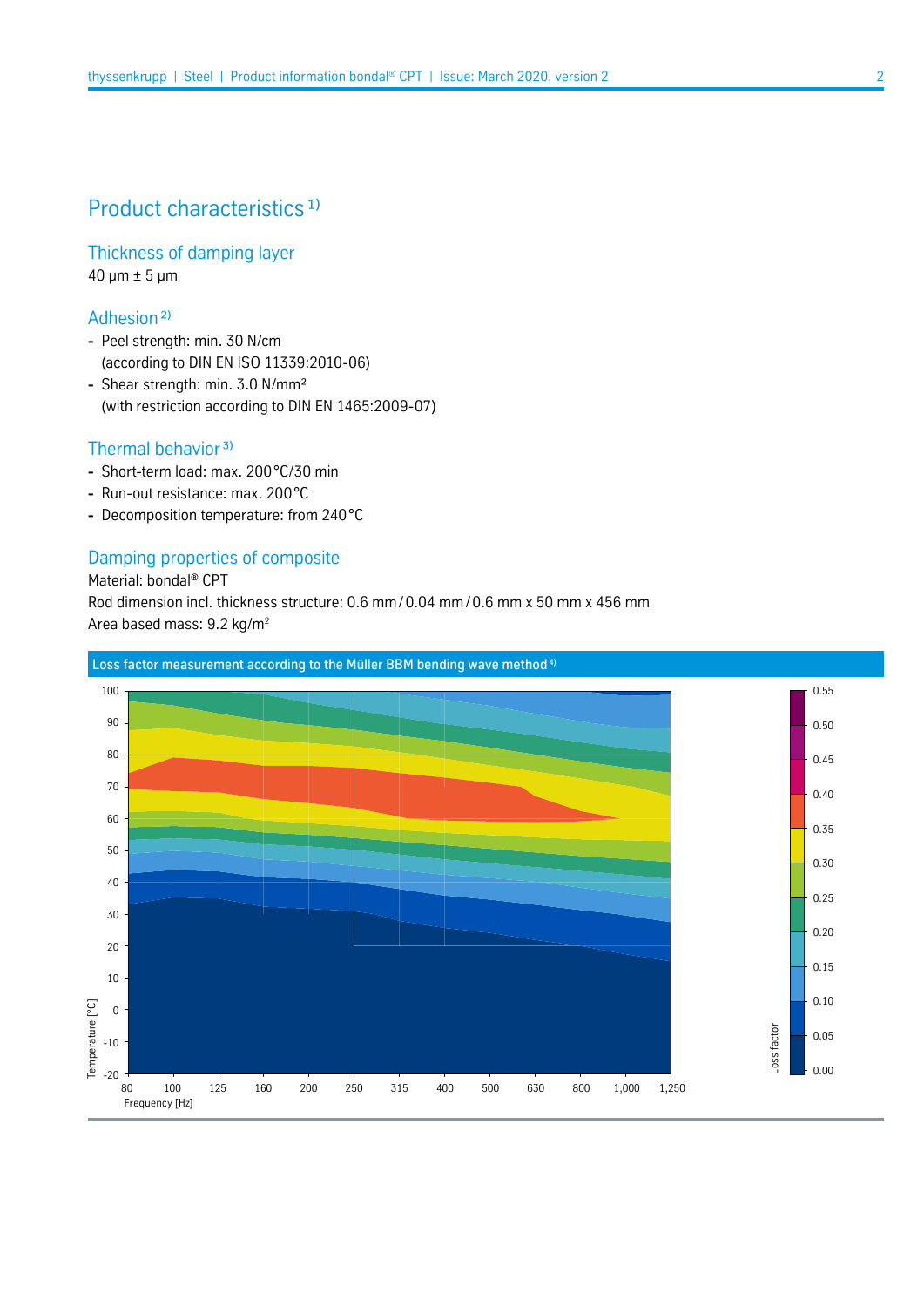## Product characteristics [1)]

### Thickness of damping layer

40 μm ± 5 μm

### Adhesion [2)]

- Peel strength: min. 30 N/cm
  (according to DIN EN ISO 11339:2010-06)
- Shear strength: min. 3.0 N/mm²
  (with restriction according to DIN EN 1465:2009-07)

### Thermal behavior [3)]

- Short-term load: max. 200 °C/30 min
- Run-out resistance: max. 200 °C
- Decomposition temperature: from 240 °C

### Damping properties of composite

Material: bondal® CPT
Rod dimension incl. thickness structure: 0.6 mm / 0.04 mm / 0.6 mm x 50 mm x 456 mm
Area based mass: 9.2 kg/m²

Loss factor measurement according to the Müller BBM bending wave method [4)]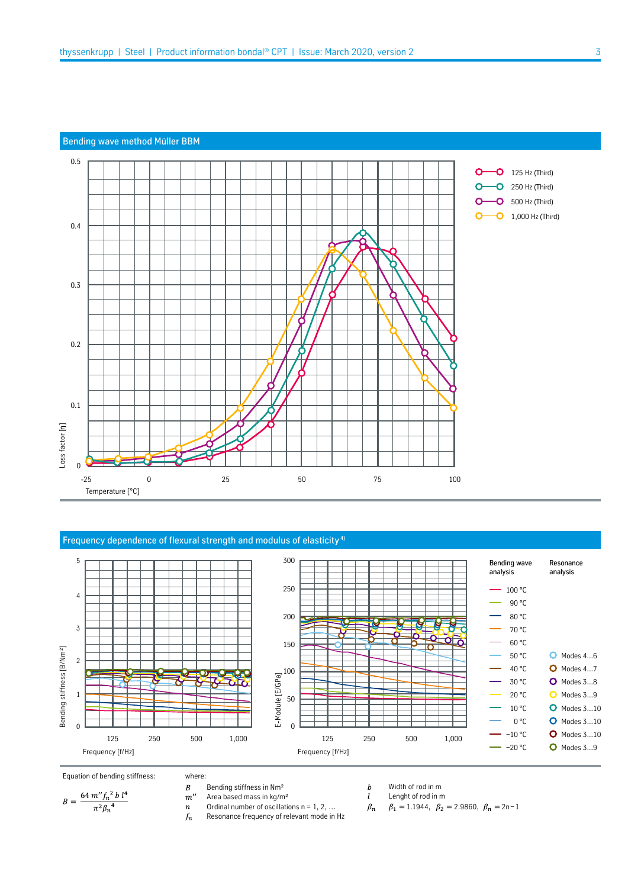## Bending wave method Müller BBM

Loss factor [η]: 0 – 0.5; Temperature [°C]: -25 – 100

- 125 Hz (Third)
- 250 Hz (Third)
- 500 Hz (Third)
- 1,000 Hz (Third)

## Frequency dependence of flexural strength and modulus of elasticity [4]

Bending stiffness [B/Nm²]; E-Module [E/GPa]; Frequency [f/Hz]: 125, 250, 500, 1,000

| Bending wave analysis | Resonance analysis |
|---|---|
| 100 °C | |
| 90 °C | |
| 80 °C | |
| 70 °C | |
| 60 °C | |
| 50 °C | Modes 4…6 |
| 40 °C | Modes 4…7 |
| 30 °C | Modes 3…8 |
| 20 °C | Modes 3…9 |
| 10 °C | Modes 3…10 |
| 0 °C | Modes 3…10 |
| −10 °C | Modes 3…10 |
| −20 °C | Modes 3…9 |

Equation of bending stiffness:

$$B = \frac{64\, m'' f_n^{\,2}\, b\, l^4}{\pi^2 \beta_n^{\,4}}$$

where:

- $B$ Bending stiffness in Nm²
- $m''$ Area based mass in kg/m²
- $n$ Ordinal number of oscillations n = 1, 2, …
- $f_n$ Resonance frequency of relevant mode in Hz
- $b$ Width of rod in m
- $l$ Lenght of rod in m
- $\beta_n$ $\beta_1 = 1.1944$, $\beta_2 = 2.9860$, $\beta_n = 2n - 1$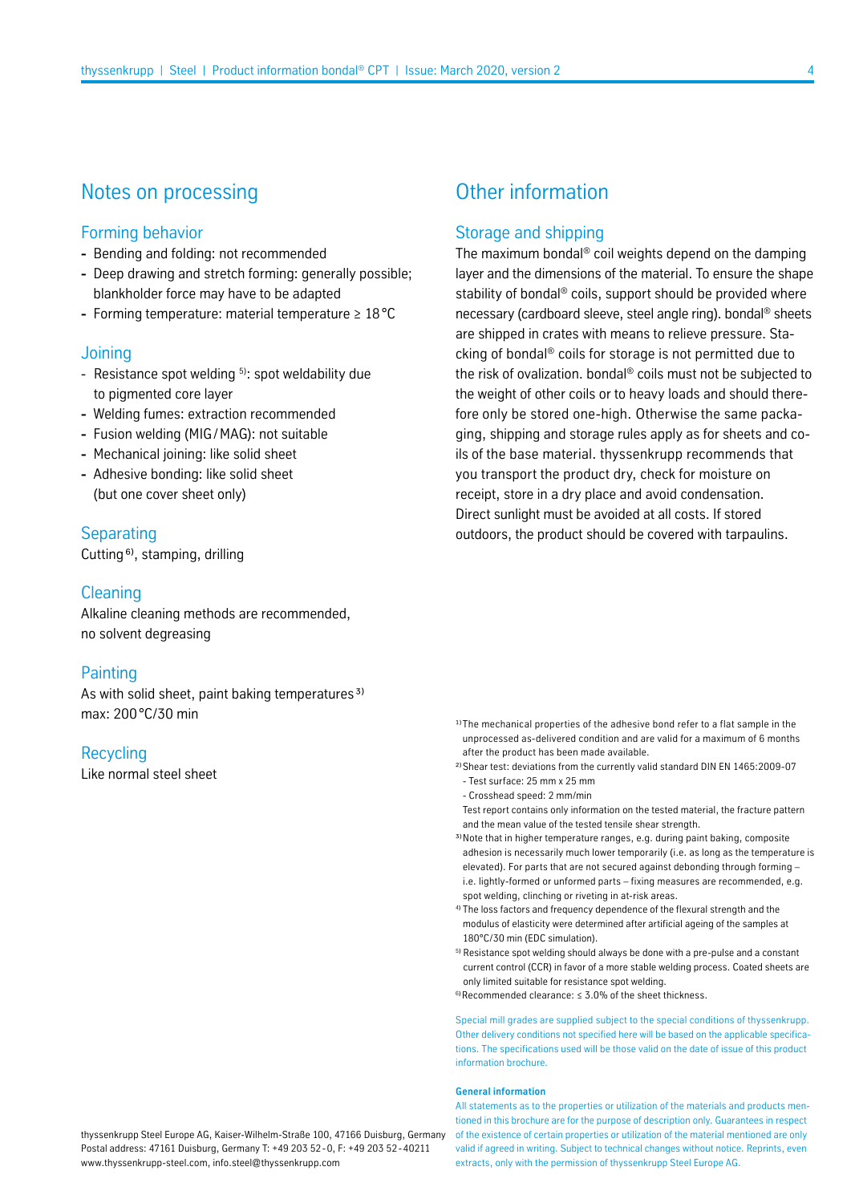# Notes on processing

## Forming behavior

- Bending and folding: not recommended
- Deep drawing and stretch forming: generally possible; blankholder force may have to be adapted
- Forming temperature: material temperature ≥ 18 °C

## Joining

- Resistance spot welding [5]: spot weldability due to pigmented core layer
- Welding fumes: extraction recommended
- Fusion welding (MIG / MAG): not suitable
- Mechanical joining: like solid sheet
- Adhesive bonding: like solid sheet (but one cover sheet only)

## Separating

Cutting [6], stamping, drilling

## Cleaning

Alkaline cleaning methods are recommended, no solvent degreasing

## Painting

As with solid sheet, paint baking temperatures [3] max: 200 °C/30 min

## Recycling

Like normal steel sheet

# Other information

## Storage and shipping

The maximum bondal® coil weights depend on the damping layer and the dimensions of the material. To ensure the shape stability of bondal® coils, support should be provided where necessary (cardboard sleeve, steel angle ring). bondal® sheets are shipped in crates with means to relieve pressure. Stacking of bondal® coils for storage is not permitted due to the risk of ovalization. bondal® coils must not be subjected to the weight of other coils or to heavy loads and should therefore only be stored one-high. Otherwise the same packaging, shipping and storage rules apply as for sheets and coils of the base material. thyssenkrupp recommends that you transport the product dry, check for moisture on receipt, store in a dry place and avoid condensation. Direct sunlight must be avoided at all costs. If stored outdoors, the product should be covered with tarpaulins.

[1] The mechanical properties of the adhesive bond refer to a flat sample in the unprocessed as-delivered condition and are valid for a maximum of 6 months after the product has been made available.

[2] Shear test: deviations from the currently valid standard DIN EN 1465:2009-07
- Test surface: 25 mm x 25 mm
- Crosshead speed: 2 mm/min

Test report contains only information on the tested material, the fracture pattern and the mean value of the tested tensile shear strength.

[3] Note that in higher temperature ranges, e.g. during paint baking, composite adhesion is necessarily much lower temporarily (i.e. as long as the temperature is elevated). For parts that are not secured against debonding through forming – i.e. lightly-formed or unformed parts – fixing measures are recommended, e.g. spot welding, clinching or riveting in at-risk areas.

[4] The loss factors and frequency dependence of the flexural strength and the modulus of elasticity were determined after artificial ageing of the samples at 180°C/30 min (EDC simulation).

[5] Resistance spot welding should always be done with a pre-pulse and a constant current control (CCR) in favor of a more stable welding process. Coated sheets are only limited suitable for resistance spot welding.

[6] Recommended clearance: ≤ 3.0% of the sheet thickness.

Special mill grades are supplied subject to the special conditions of thyssenkrupp. Other delivery conditions not specified here will be based on the applicable specifications. The specifications used will be those valid on the date of issue of this product information brochure.

**General information**

All statements as to the properties or utilization of the materials and products mentioned in this brochure are for the purpose of description only. Guarantees in respect of the existence of certain properties or utilization of the material mentioned are only valid if agreed in writing. Subject to technical changes without notice. Reprints, even extracts, only with the permission of thyssenkrupp Steel Europe AG.

thyssenkrupp Steel Europe AG, Kaiser-Wilhelm-Straße 100, 47166 Duisburg, Germany
Postal address: 47161 Duisburg, Germany T: +49 203 52-0, F: +49 203 52-40211
www.thyssenkrupp-steel.com, info.steel@thyssenkrupp.com